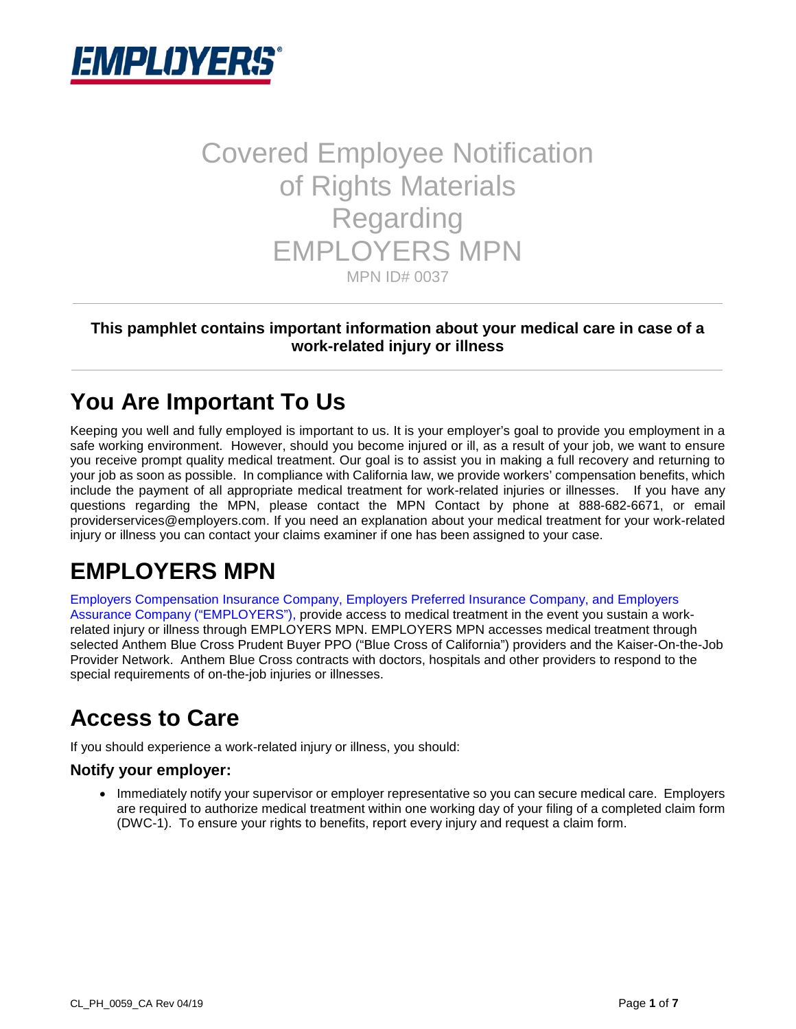# Covered Employee Notification of Rights Materials Regarding EMPLOYERS MPN

MPN ID# 0037

---

**This pamphlet contains important information about your medical care in case of a work-related injury or illness**

---

## You Are Important To Us

Keeping you well and fully employed is important to us. It is your employer's goal to provide you employment in a safe working environment. However, should you become injured or ill, as a result of your job, we want to ensure you receive prompt quality medical treatment. Our goal is to assist you in making a full recovery and returning to your job as soon as possible. In compliance with California law, we provide workers' compensation benefits, which include the payment of all appropriate medical treatment for work-related injuries or illnesses. If you have any questions regarding the MPN, please contact the MPN Contact by phone at 888-682-6671, or email providerservices@employers.com. If you need an explanation about your medical treatment for your work-related injury or illness you can contact your claims examiner if one has been assigned to your case.

## EMPLOYERS MPN

Employers Compensation Insurance Company, Employers Preferred Insurance Company, and Employers Assurance Company ("EMPLOYERS"), provide access to medical treatment in the event you sustain a work-related injury or illness through EMPLOYERS MPN. EMPLOYERS MPN accesses medical treatment through selected Anthem Blue Cross Prudent Buyer PPO ("Blue Cross of California") providers and the Kaiser-On-the-Job Provider Network. Anthem Blue Cross contracts with doctors, hospitals and other providers to respond to the special requirements of on-the-job injuries or illnesses.

## Access to Care

If you should experience a work-related injury or illness, you should:

### Notify your employer:

- Immediately notify your supervisor or employer representative so you can secure medical care. Employers are required to authorize medical treatment within one working day of your filing of a completed claim form (DWC-1). To ensure your rights to benefits, report every injury and request a claim form.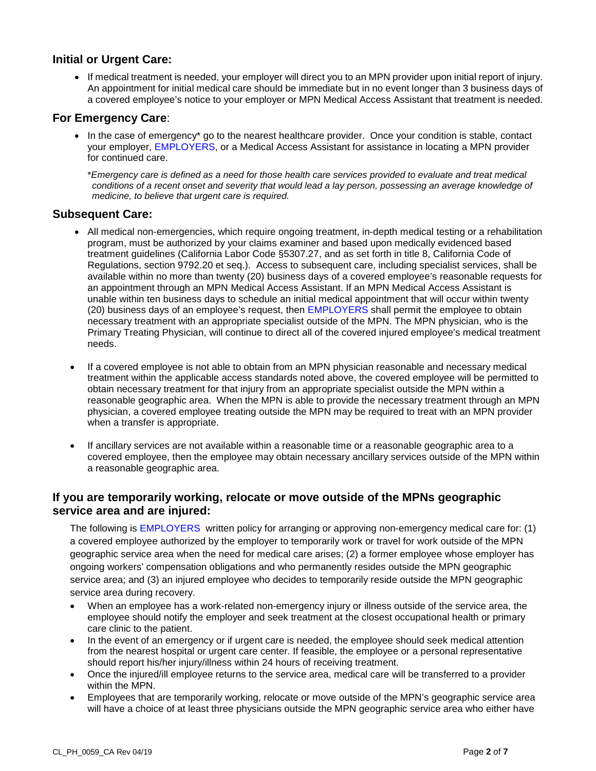## Initial or Urgent Care:

- If medical treatment is needed, your employer will direct you to an MPN provider upon initial report of injury. An appointment for initial medical care should be immediate but in no event longer than 3 business days of a covered employee's notice to your employer or MPN Medical Access Assistant that treatment is needed.

## For Emergency Care:

- In the case of emergency* go to the nearest healthcare provider. Once your condition is stable, contact your employer, EMPLOYERS, or a Medical Access Assistant for assistance in locating a MPN provider for continued care.

  **Emergency care is defined as a need for those health care services provided to evaluate and treat medical conditions of a recent onset and severity that would lead a lay person, possessing an average knowledge of medicine, to believe that urgent care is required.*

## Subsequent Care:

- All medical non-emergencies, which require ongoing treatment, in-depth medical testing or a rehabilitation program, must be authorized by your claims examiner and based upon medically evidenced based treatment guidelines (California Labor Code §5307.27, and as set forth in title 8, California Code of Regulations, section 9792.20 et seq.). Access to subsequent care, including specialist services, shall be available within no more than twenty (20) business days of a covered employee's reasonable requests for an appointment through an MPN Medical Access Assistant. If an MPN Medical Access Assistant is unable within ten business days to schedule an initial medical appointment that will occur within twenty (20) business days of an employee's request, then EMPLOYERS shall permit the employee to obtain necessary treatment with an appropriate specialist outside of the MPN. The MPN physician, who is the Primary Treating Physician, will continue to direct all of the covered injured employee's medical treatment needs.

- If a covered employee is not able to obtain from an MPN physician reasonable and necessary medical treatment within the applicable access standards noted above, the covered employee will be permitted to obtain necessary treatment for that injury from an appropriate specialist outside the MPN within a reasonable geographic area. When the MPN is able to provide the necessary treatment through an MPN physician, a covered employee treating outside the MPN may be required to treat with an MPN provider when a transfer is appropriate.

- If ancillary services are not available within a reasonable time or a reasonable geographic area to a covered employee, then the employee may obtain necessary ancillary services outside of the MPN within a reasonable geographic area.

## If you are temporarily working, relocate or move outside of the MPNs geographic service area and are injured:

The following is EMPLOYERS written policy for arranging or approving non-emergency medical care for: (1) a covered employee authorized by the employer to temporarily work or travel for work outside of the MPN geographic service area when the need for medical care arises; (2) a former employee whose employer has ongoing workers' compensation obligations and who permanently resides outside the MPN geographic service area; and (3) an injured employee who decides to temporarily reside outside the MPN geographic service area during recovery.

- When an employee has a work-related non-emergency injury or illness outside of the service area, the employee should notify the employer and seek treatment at the closest occupational health or primary care clinic to the patient.
- In the event of an emergency or if urgent care is needed, the employee should seek medical attention from the nearest hospital or urgent care center. If feasible, the employee or a personal representative should report his/her injury/illness within 24 hours of receiving treatment.
- Once the injured/ill employee returns to the service area, medical care will be transferred to a provider within the MPN.
- Employees that are temporarily working, relocate or move outside of the MPN's geographic service area will have a choice of at least three physicians outside the MPN geographic service area who either have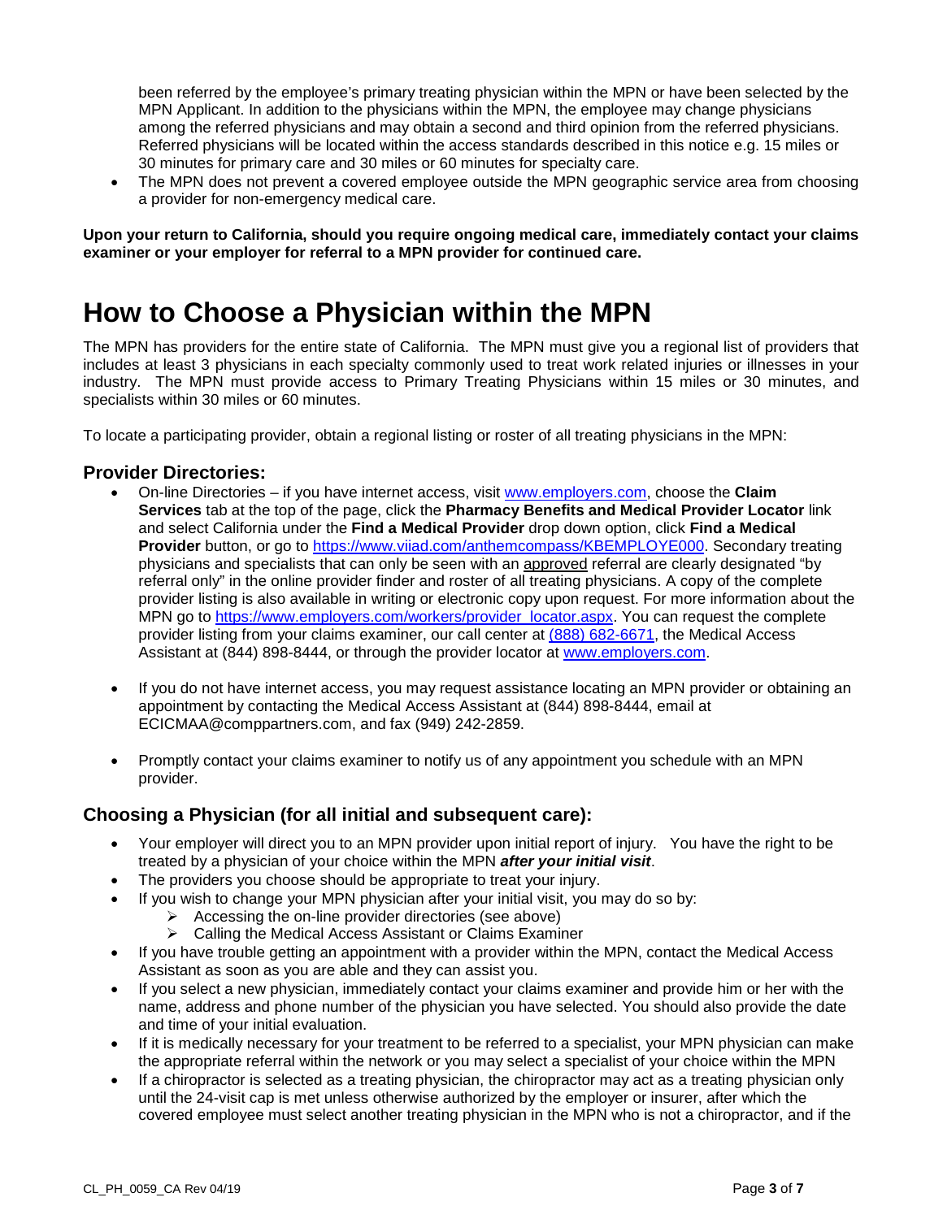been referred by the employee's primary treating physician within the MPN or have been selected by the MPN Applicant. In addition to the physicians within the MPN, the employee may change physicians among the referred physicians and may obtain a second and third opinion from the referred physicians. Referred physicians will be located within the access standards described in this notice e.g. 15 miles or 30 minutes for primary care and 30 miles or 60 minutes for specialty care.

- The MPN does not prevent a covered employee outside the MPN geographic service area from choosing a provider for non-emergency medical care.

**Upon your return to California, should you require ongoing medical care, immediately contact your claims examiner or your employer for referral to a MPN provider for continued care.**

# How to Choose a Physician within the MPN

The MPN has providers for the entire state of California. The MPN must give you a regional list of providers that includes at least 3 physicians in each specialty commonly used to treat work related injuries or illnesses in your industry. The MPN must provide access to Primary Treating Physicians within 15 miles or 30 minutes, and specialists within 30 miles or 60 minutes.

To locate a participating provider, obtain a regional listing or roster of all treating physicians in the MPN:

## Provider Directories:

- On-line Directories – if you have internet access, visit www.employers.com, choose the **Claim Services** tab at the top of the page, click the **Pharmacy Benefits and Medical Provider Locator** link and select California under the **Find a Medical Provider** drop down option, click **Find a Medical Provider** button, or go to https://www.viiad.com/anthemcompass/KBEMPLOYE000. Secondary treating physicians and specialists that can only be seen with an approved referral are clearly designated "by referral only" in the online provider finder and roster of all treating physicians. A copy of the complete provider listing is also available in writing or electronic copy upon request. For more information about the MPN go to https://www.employers.com/workers/provider_locator.aspx. You can request the complete provider listing from your claims examiner, our call center at (888) 682-6671, the Medical Access Assistant at (844) 898-8444, or through the provider locator at www.employers.com.

- If you do not have internet access, you may request assistance locating an MPN provider or obtaining an appointment by contacting the Medical Access Assistant at (844) 898-8444, email at ECICMAA@comppartners.com, and fax (949) 242-2859.

- Promptly contact your claims examiner to notify us of any appointment you schedule with an MPN provider.

## Choosing a Physician (for all initial and subsequent care):

- Your employer will direct you to an MPN provider upon initial report of injury. You have the right to be treated by a physician of your choice within the MPN ***after your initial visit***.
- The providers you choose should be appropriate to treat your injury.
- If you wish to change your MPN physician after your initial visit, you may do so by:
  - Accessing the on-line provider directories (see above)
  - Calling the Medical Access Assistant or Claims Examiner
- If you have trouble getting an appointment with a provider within the MPN, contact the Medical Access Assistant as soon as you are able and they can assist you.
- If you select a new physician, immediately contact your claims examiner and provide him or her with the name, address and phone number of the physician you have selected. You should also provide the date and time of your initial evaluation.
- If it is medically necessary for your treatment to be referred to a specialist, your MPN physician can make the appropriate referral within the network or you may select a specialist of your choice within the MPN
- If a chiropractor is selected as a treating physician, the chiropractor may act as a treating physician only until the 24-visit cap is met unless otherwise authorized by the employer or insurer, after which the covered employee must select another treating physician in the MPN who is not a chiropractor, and if the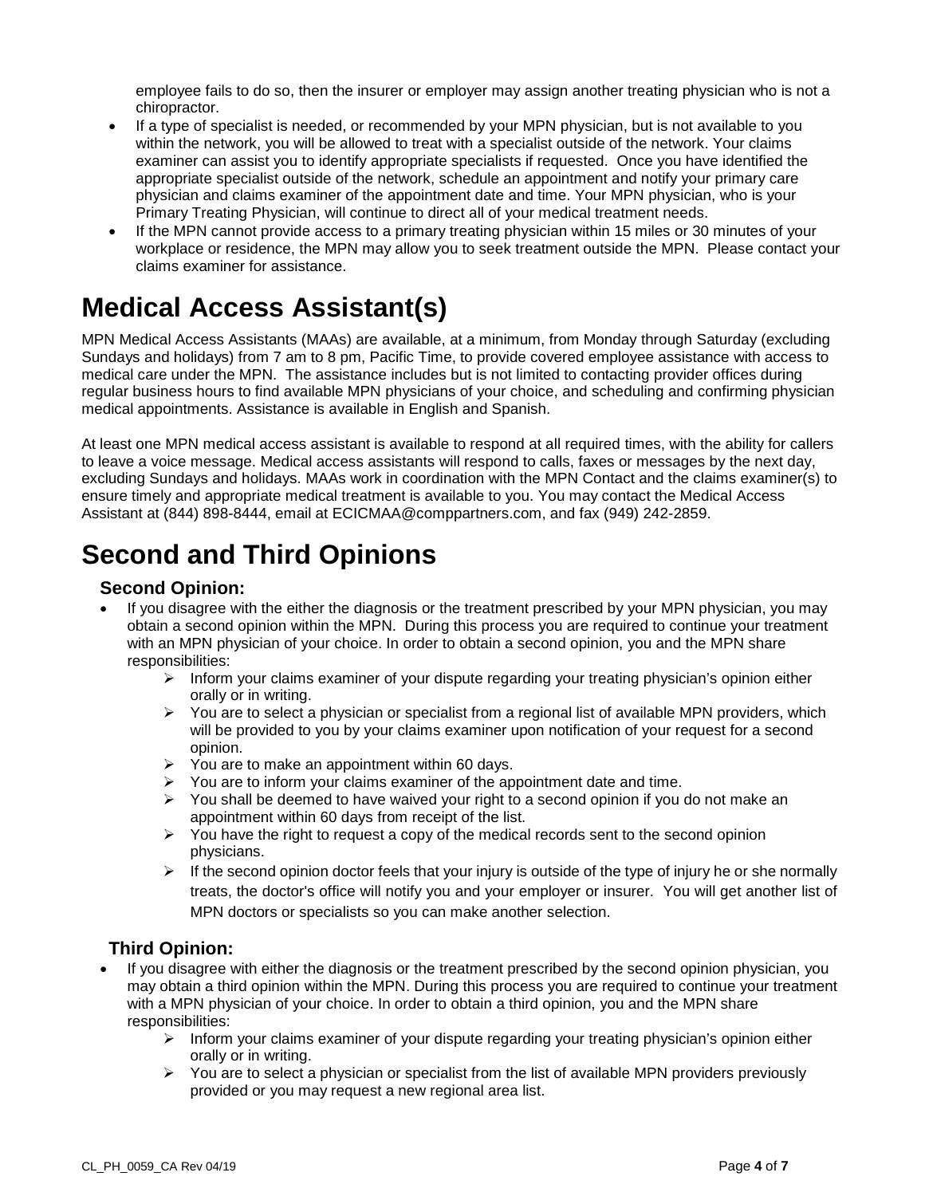employee fails to do so, then the insurer or employer may assign another treating physician who is not a chiropractor.

- If a type of specialist is needed, or recommended by your MPN physician, but is not available to you within the network, you will be allowed to treat with a specialist outside of the network. Your claims examiner can assist you to identify appropriate specialists if requested. Once you have identified the appropriate specialist outside of the network, schedule an appointment and notify your primary care physician and claims examiner of the appointment date and time. Your MPN physician, who is your Primary Treating Physician, will continue to direct all of your medical treatment needs.
- If the MPN cannot provide access to a primary treating physician within 15 miles or 30 minutes of your workplace or residence, the MPN may allow you to seek treatment outside the MPN. Please contact your claims examiner for assistance.

# Medical Access Assistant(s)

MPN Medical Access Assistants (MAAs) are available, at a minimum, from Monday through Saturday (excluding Sundays and holidays) from 7 am to 8 pm, Pacific Time, to provide covered employee assistance with access to medical care under the MPN. The assistance includes but is not limited to contacting provider offices during regular business hours to find available MPN physicians of your choice, and scheduling and confirming physician medical appointments. Assistance is available in English and Spanish.

At least one MPN medical access assistant is available to respond at all required times, with the ability for callers to leave a voice message. Medical access assistants will respond to calls, faxes or messages by the next day, excluding Sundays and holidays. MAAs work in coordination with the MPN Contact and the claims examiner(s) to ensure timely and appropriate medical treatment is available to you. You may contact the Medical Access Assistant at (844) 898-8444, email at ECICMAA@comppartners.com, and fax (949) 242-2859.

# Second and Third Opinions

## Second Opinion:

- If you disagree with the either the diagnosis or the treatment prescribed by your MPN physician, you may obtain a second opinion within the MPN. During this process you are required to continue your treatment with an MPN physician of your choice. In order to obtain a second opinion, you and the MPN share responsibilities:
  - Inform your claims examiner of your dispute regarding your treating physician's opinion either orally or in writing.
  - You are to select a physician or specialist from a regional list of available MPN providers, which will be provided to you by your claims examiner upon notification of your request for a second opinion.
  - You are to make an appointment within 60 days.
  - You are to inform your claims examiner of the appointment date and time.
  - You shall be deemed to have waived your right to a second opinion if you do not make an appointment within 60 days from receipt of the list.
  - You have the right to request a copy of the medical records sent to the second opinion physicians.
  - If the second opinion doctor feels that your injury is outside of the type of injury he or she normally treats, the doctor's office will notify you and your employer or insurer. You will get another list of MPN doctors or specialists so you can make another selection.

## Third Opinion:

- If you disagree with either the diagnosis or the treatment prescribed by the second opinion physician, you may obtain a third opinion within the MPN. During this process you are required to continue your treatment with a MPN physician of your choice. In order to obtain a third opinion, you and the MPN share responsibilities:
  - Inform your claims examiner of your dispute regarding your treating physician's opinion either orally or in writing.
  - You are to select a physician or specialist from the list of available MPN providers previously provided or you may request a new regional area list.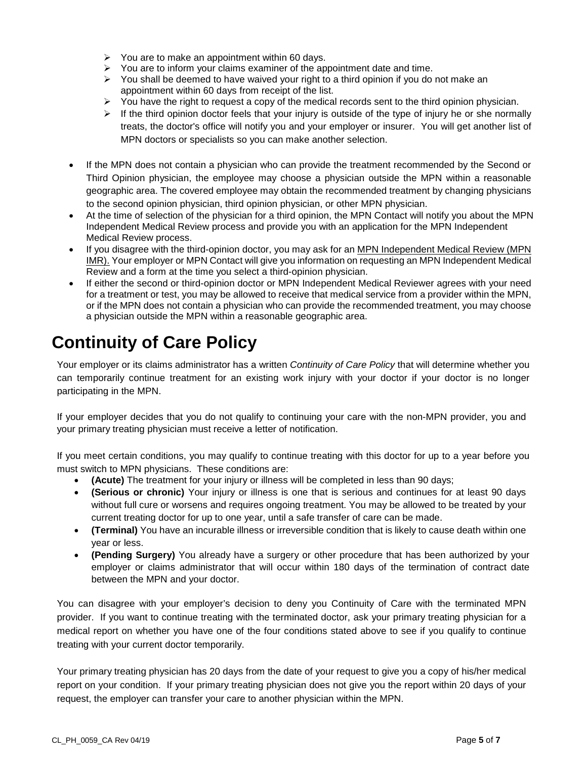- You are to make an appointment within 60 days.
- You are to inform your claims examiner of the appointment date and time.
- You shall be deemed to have waived your right to a third opinion if you do not make an appointment within 60 days from receipt of the list.
- You have the right to request a copy of the medical records sent to the third opinion physician.
- If the third opinion doctor feels that your injury is outside of the type of injury he or she normally treats, the doctor's office will notify you and your employer or insurer. You will get another list of MPN doctors or specialists so you can make another selection.

- If the MPN does not contain a physician who can provide the treatment recommended by the Second or Third Opinion physician, the employee may choose a physician outside the MPN within a reasonable geographic area. The covered employee may obtain the recommended treatment by changing physicians to the second opinion physician, third opinion physician, or other MPN physician.
- At the time of selection of the physician for a third opinion, the MPN Contact will notify you about the MPN Independent Medical Review process and provide you with an application for the MPN Independent Medical Review process.
- If you disagree with the third-opinion doctor, you may ask for an MPN Independent Medical Review (MPN IMR). Your employer or MPN Contact will give you information on requesting an MPN Independent Medical Review and a form at the time you select a third-opinion physician.
- If either the second or third-opinion doctor or MPN Independent Medical Reviewer agrees with your need for a treatment or test, you may be allowed to receive that medical service from a provider within the MPN, or if the MPN does not contain a physician who can provide the recommended treatment, you may choose a physician outside the MPN within a reasonable geographic area.

# Continuity of Care Policy

Your employer or its claims administrator has a written *Continuity of Care Policy* that will determine whether you can temporarily continue treatment for an existing work injury with your doctor if your doctor is no longer participating in the MPN.

If your employer decides that you do not qualify to continuing your care with the non-MPN provider, you and your primary treating physician must receive a letter of notification.

If you meet certain conditions, you may qualify to continue treating with this doctor for up to a year before you must switch to MPN physicians. These conditions are:

- **(Acute)** The treatment for your injury or illness will be completed in less than 90 days;
- **(Serious or chronic)** Your injury or illness is one that is serious and continues for at least 90 days without full cure or worsens and requires ongoing treatment. You may be allowed to be treated by your current treating doctor for up to one year, until a safe transfer of care can be made.
- **(Terminal)** You have an incurable illness or irreversible condition that is likely to cause death within one year or less.
- **(Pending Surgery)** You already have a surgery or other procedure that has been authorized by your employer or claims administrator that will occur within 180 days of the termination of contract date between the MPN and your doctor.

You can disagree with your employer's decision to deny you Continuity of Care with the terminated MPN provider. If you want to continue treating with the terminated doctor, ask your primary treating physician for a medical report on whether you have one of the four conditions stated above to see if you qualify to continue treating with your current doctor temporarily.

Your primary treating physician has 20 days from the date of your request to give you a copy of his/her medical report on your condition. If your primary treating physician does not give you the report within 20 days of your request, the employer can transfer your care to another physician within the MPN.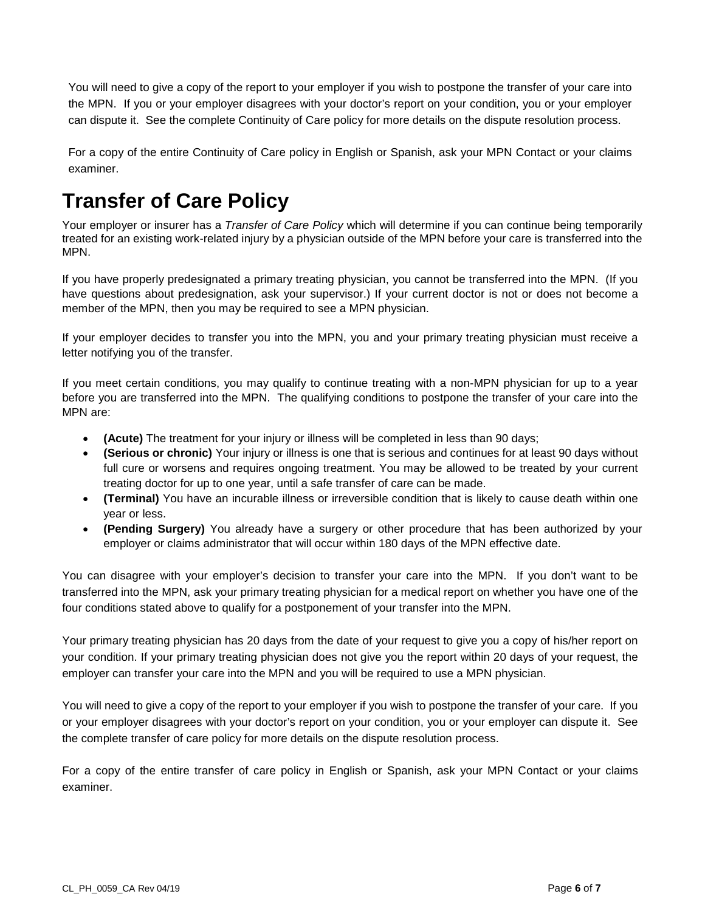You will need to give a copy of the report to your employer if you wish to postpone the transfer of your care into the MPN. If you or your employer disagrees with your doctor's report on your condition, you or your employer can dispute it. See the complete Continuity of Care policy for more details on the dispute resolution process.

For a copy of the entire Continuity of Care policy in English or Spanish, ask your MPN Contact or your claims examiner.

# Transfer of Care Policy

Your employer or insurer has a *Transfer of Care Policy* which will determine if you can continue being temporarily treated for an existing work-related injury by a physician outside of the MPN before your care is transferred into the MPN.

If you have properly predesignated a primary treating physician, you cannot be transferred into the MPN. (If you have questions about predesignation, ask your supervisor.) If your current doctor is not or does not become a member of the MPN, then you may be required to see a MPN physician.

If your employer decides to transfer you into the MPN, you and your primary treating physician must receive a letter notifying you of the transfer.

If you meet certain conditions, you may qualify to continue treating with a non-MPN physician for up to a year before you are transferred into the MPN. The qualifying conditions to postpone the transfer of your care into the MPN are:

- **(Acute)** The treatment for your injury or illness will be completed in less than 90 days;
- **(Serious or chronic)** Your injury or illness is one that is serious and continues for at least 90 days without full cure or worsens and requires ongoing treatment. You may be allowed to be treated by your current treating doctor for up to one year, until a safe transfer of care can be made.
- **(Terminal)** You have an incurable illness or irreversible condition that is likely to cause death within one year or less.
- **(Pending Surgery)** You already have a surgery or other procedure that has been authorized by your employer or claims administrator that will occur within 180 days of the MPN effective date.

You can disagree with your employer's decision to transfer your care into the MPN. If you don't want to be transferred into the MPN, ask your primary treating physician for a medical report on whether you have one of the four conditions stated above to qualify for a postponement of your transfer into the MPN.

Your primary treating physician has 20 days from the date of your request to give you a copy of his/her report on your condition. If your primary treating physician does not give you the report within 20 days of your request, the employer can transfer your care into the MPN and you will be required to use a MPN physician.

You will need to give a copy of the report to your employer if you wish to postpone the transfer of your care. If you or your employer disagrees with your doctor's report on your condition, you or your employer can dispute it. See the complete transfer of care policy for more details on the dispute resolution process.

For a copy of the entire transfer of care policy in English or Spanish, ask your MPN Contact or your claims examiner.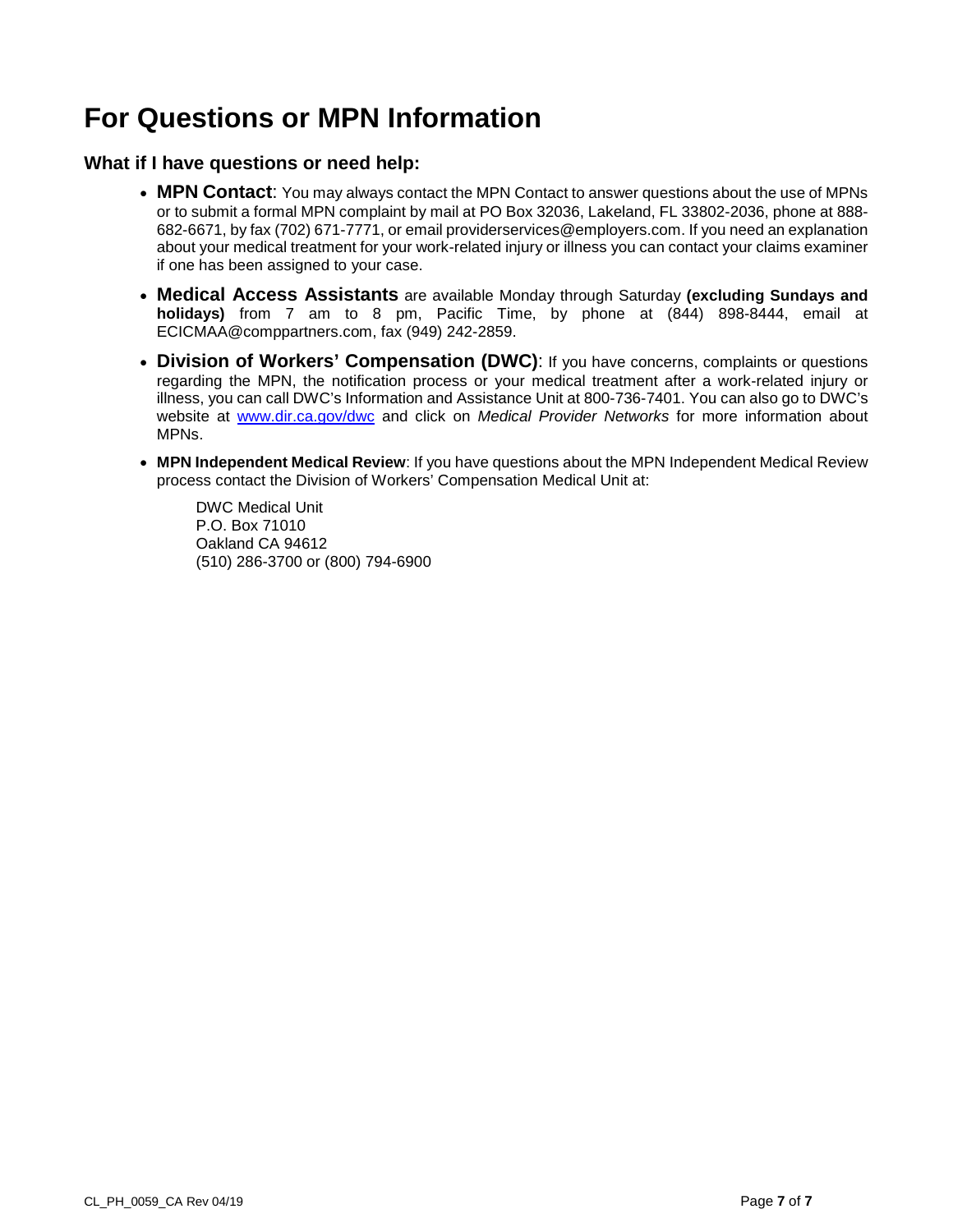# For Questions or MPN Information

### What if I have questions or need help:

- **MPN Contact**: You may always contact the MPN Contact to answer questions about the use of MPNs or to submit a formal MPN complaint by mail at PO Box 32036, Lakeland, FL 33802-2036, phone at 888-682-6671, by fax (702) 671-7771, or email providerservices@employers.com. If you need an explanation about your medical treatment for your work-related injury or illness you can contact your claims examiner if one has been assigned to your case.
- **Medical Access Assistants** are available Monday through Saturday **(excluding Sundays and holidays)** from 7 am to 8 pm, Pacific Time, by phone at (844) 898-8444, email at ECICMAA@comppartners.com, fax (949) 242-2859.
- **Division of Workers' Compensation (DWC)**: If you have concerns, complaints or questions regarding the MPN, the notification process or your medical treatment after a work-related injury or illness, you can call DWC's Information and Assistance Unit at 800-736-7401. You can also go to DWC's website at [www.dir.ca.gov/dwc](http://www.dir.ca.gov/dwc) and click on *Medical Provider Networks* for more information about MPNs.
- **MPN Independent Medical Review**: If you have questions about the MPN Independent Medical Review process contact the Division of Workers' Compensation Medical Unit at:

  DWC Medical Unit
  P.O. Box 71010
  Oakland CA 94612
  (510) 286-3700 or (800) 794-6900

CL_PH_0059_CA Rev 04/19